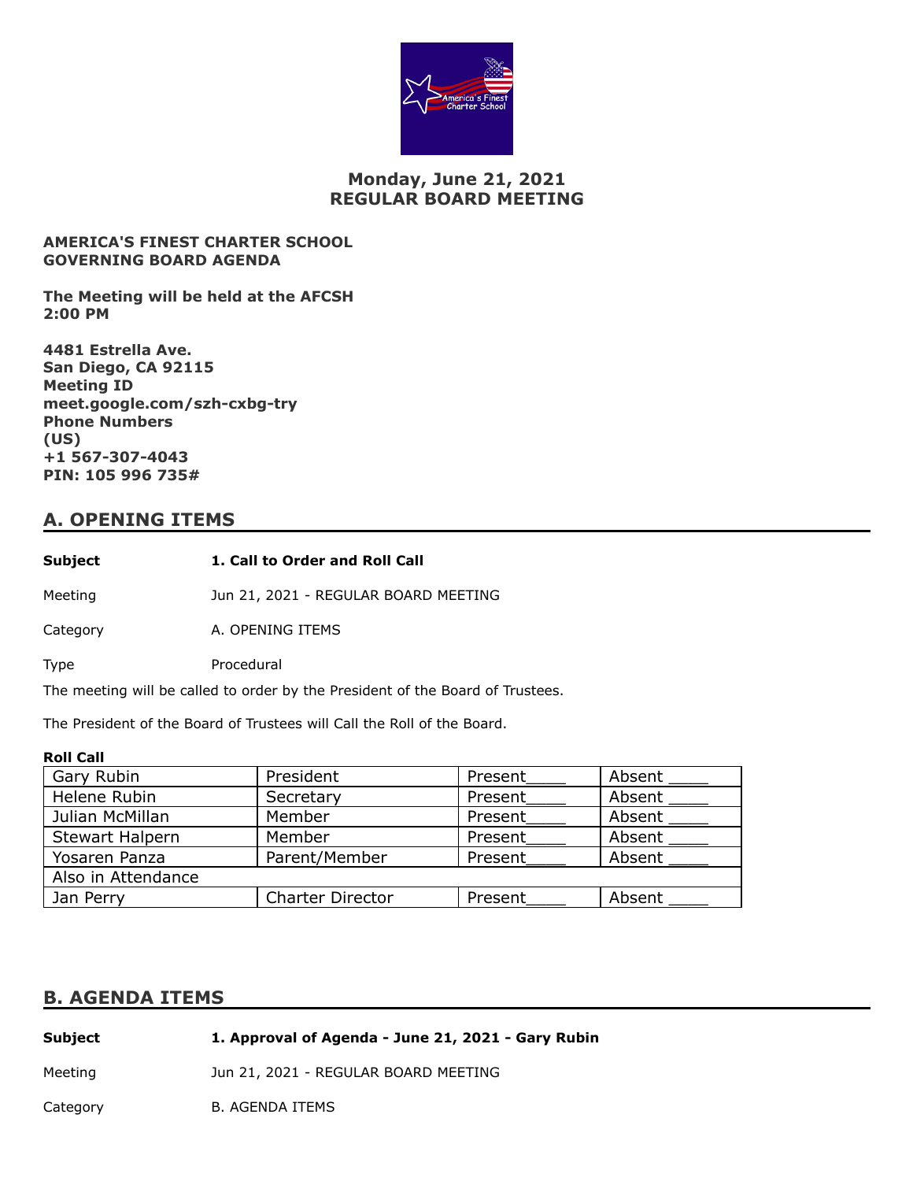# Monday, June 21, 2021
# REGULAR BOARD MEETING

**AMERICA'S FINEST CHARTER SCHOOL**
**GOVERNING BOARD AGENDA**

**The Meeting will be held at the AFCSH**
**2:00 PM**

**4481 Estrella Ave.**
**San Diego, CA 92115**
**Meeting ID**
**meet.google.com/szh-cxbg-try**
**Phone Numbers**
**(US)**
**+1 567-307-4043**
**PIN: 105 996 735#**

## A. OPENING ITEMS

**Subject** **1. Call to Order and Roll Call**

Meeting Jun 21, 2021 - REGULAR BOARD MEETING

Category A. OPENING ITEMS

Type Procedural

The meeting will be called to order by the President of the Board of Trustees.

The President of the Board of Trustees will Call the Roll of the Board.

**Roll Call**

| Gary Rubin | President | Present____ | Absent ____ |
|---|---|---|---|
| Helene Rubin | Secretary | Present____ | Absent ____ |
| Julian McMillan | Member | Present____ | Absent ____ |
| Stewart Halpern | Member | Present____ | Absent ____ |
| Yosaren Panza | Parent/Member | Present____ | Absent ____ |
| Also in Attendance | | | |
| Jan Perry | Charter Director | Present____ | Absent ____ |

## B. AGENDA ITEMS

**Subject** **1. Approval of Agenda - June 21, 2021 - Gary Rubin**

Meeting Jun 21, 2021 - REGULAR BOARD MEETING

Category B. AGENDA ITEMS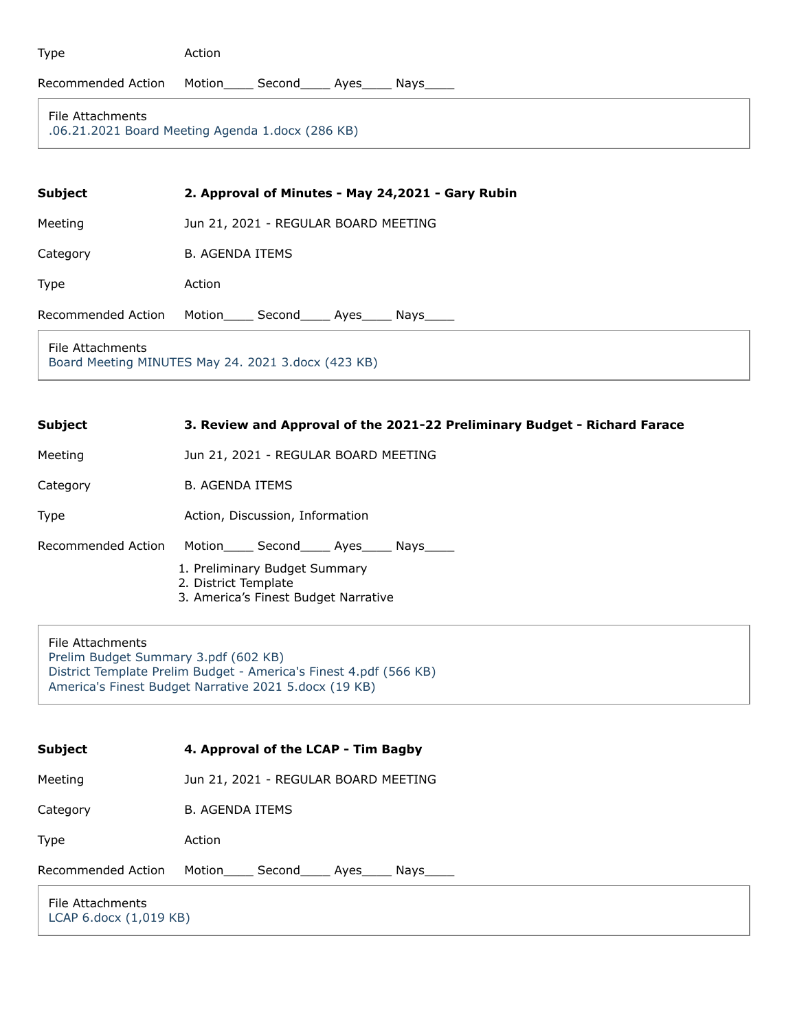| | |
|---|---|
| Type | Action |
| Recommended Action | Motion____ Second____ Ayes____ Nays____ |

File Attachments
.06.21.2021 Board Meeting Agenda 1.docx (286 KB)

| | |
|---|---|
| **Subject** | **2. Approval of Minutes - May 24,2021 - Gary Rubin** |
| Meeting | Jun 21, 2021 - REGULAR BOARD MEETING |
| Category | B. AGENDA ITEMS |
| Type | Action |
| Recommended Action | Motion____ Second____ Ayes____ Nays____ |

File Attachments
Board Meeting MINUTES May 24. 2021 3.docx (423 KB)

| | |
|---|---|
| **Subject** | **3. Review and Approval of the 2021-22 Preliminary Budget - Richard Farace** |
| Meeting | Jun 21, 2021 - REGULAR BOARD MEETING |
| Category | B. AGENDA ITEMS |
| Type | Action, Discussion, Information |
| Recommended Action | Motion____ Second____ Ayes____ Nays____ |

1. Preliminary Budget Summary
2. District Template
3. America's Finest Budget Narrative

File Attachments
Prelim Budget Summary 3.pdf (602 KB)
District Template Prelim Budget - America's Finest 4.pdf (566 KB)
America's Finest Budget Narrative 2021 5.docx (19 KB)

| | |
|---|---|
| **Subject** | **4. Approval of the LCAP - Tim Bagby** |
| Meeting | Jun 21, 2021 - REGULAR BOARD MEETING |
| Category | B. AGENDA ITEMS |
| Type | Action |
| Recommended Action | Motion____ Second____ Ayes____ Nays____ |

File Attachments
LCAP 6.docx (1,019 KB)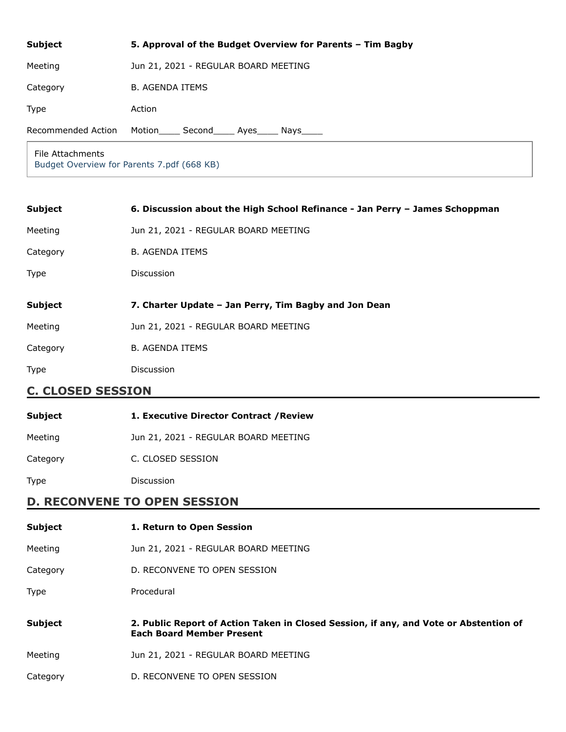| | |
|---|---|
| **Subject** | **5. Approval of the Budget Overview for Parents – Tim Bagby** |
| Meeting | Jun 21, 2021 - REGULAR BOARD MEETING |
| Category | B. AGENDA ITEMS |
| Type | Action |
| Recommended Action | Motion____ Second____ Ayes____ Nays____ |

File Attachments
Budget Overview for Parents 7.pdf (668 KB)

| | |
|---|---|
| **Subject** | **6. Discussion about the High School Refinance - Jan Perry – James Schoppman** |
| Meeting | Jun 21, 2021 - REGULAR BOARD MEETING |
| Category | B. AGENDA ITEMS |
| Type | Discussion |

| | |
|---|---|
| **Subject** | **7. Charter Update – Jan Perry, Tim Bagby and Jon Dean** |
| Meeting | Jun 21, 2021 - REGULAR BOARD MEETING |
| Category | B. AGENDA ITEMS |
| Type | Discussion |

## C. CLOSED SESSION

| | |
|---|---|
| **Subject** | **1. Executive Director Contract /Review** |
| Meeting | Jun 21, 2021 - REGULAR BOARD MEETING |
| Category | C. CLOSED SESSION |
| Type | Discussion |

## D. RECONVENE TO OPEN SESSION

| | |
|---|---|
| **Subject** | **1. Return to Open Session** |
| Meeting | Jun 21, 2021 - REGULAR BOARD MEETING |
| Category | D. RECONVENE TO OPEN SESSION |
| Type | Procedural |

| | |
|---|---|
| **Subject** | **2. Public Report of Action Taken in Closed Session, if any, and Vote or Abstention of Each Board Member Present** |
| Meeting | Jun 21, 2021 - REGULAR BOARD MEETING |
| Category | D. RECONVENE TO OPEN SESSION |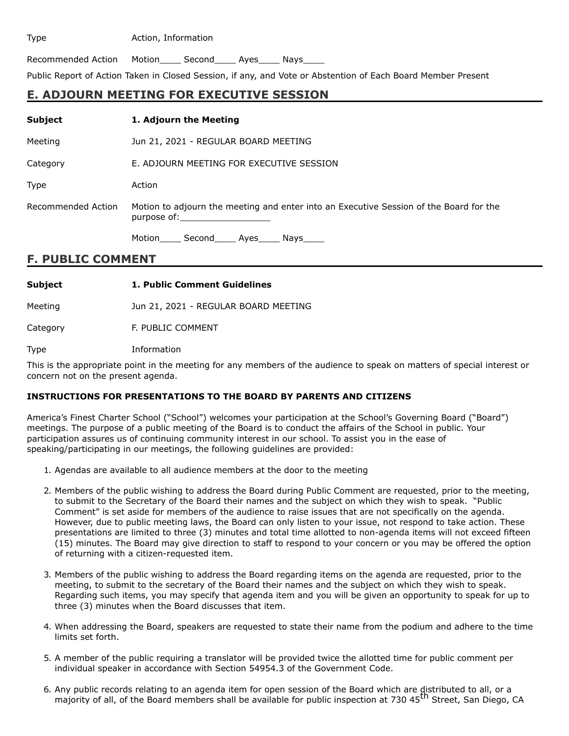Type Action, Information

Recommended Action Motion____ Second____ Ayes____ Nays____

Public Report of Action Taken in Closed Session, if any, and Vote or Abstention of Each Board Member Present

## E. ADJOURN MEETING FOR EXECUTIVE SESSION

**Subject** **1. Adjourn the Meeting**

Meeting Jun 21, 2021 - REGULAR BOARD MEETING

Category E. ADJOURN MEETING FOR EXECUTIVE SESSION

Type Action

Recommended Action Motion to adjourn the meeting and enter into an Executive Session of the Board for the purpose of:_________________

Motion____ Second____ Ayes____ Nays____

## F. PUBLIC COMMENT

**Subject** **1. Public Comment Guidelines**

Meeting Jun 21, 2021 - REGULAR BOARD MEETING

Category F. PUBLIC COMMENT

Type Information

This is the appropriate point in the meeting for any members of the audience to speak on matters of special interest or concern not on the present agenda.

**INSTRUCTIONS FOR PRESENTATIONS TO THE BOARD BY PARENTS AND CITIZENS**

America's Finest Charter School ("School") welcomes your participation at the School's Governing Board ("Board") meetings. The purpose of a public meeting of the Board is to conduct the affairs of the School in public. Your participation assures us of continuing community interest in our school. To assist you in the ease of speaking/participating in our meetings, the following guidelines are provided:

1. Agendas are available to all audience members at the door to the meeting
2. Members of the public wishing to address the Board during Public Comment are requested, prior to the meeting, to submit to the Secretary of the Board their names and the subject on which they wish to speak. "Public Comment" is set aside for members of the audience to raise issues that are not specifically on the agenda. However, due to public meeting laws, the Board can only listen to your issue, not respond to take action. These presentations are limited to three (3) minutes and total time allotted to non-agenda items will not exceed fifteen (15) minutes. The Board may give direction to staff to respond to your concern or you may be offered the option of returning with a citizen-requested item.
3. Members of the public wishing to address the Board regarding items on the agenda are requested, prior to the meeting, to submit to the secretary of the Board their names and the subject on which they wish to speak. Regarding such items, you may specify that agenda item and you will be given an opportunity to speak for up to three (3) minutes when the Board discusses that item.
4. When addressing the Board, speakers are requested to state their name from the podium and adhere to the time limits set forth.
5. A member of the public requiring a translator will be provided twice the allotted time for public comment per individual speaker in accordance with Section 54954.3 of the Government Code.
6. Any public records relating to an agenda item for open session of the Board which are distributed to all, or a majority of all, of the Board members shall be available for public inspection at 730 45th Street, San Diego, CA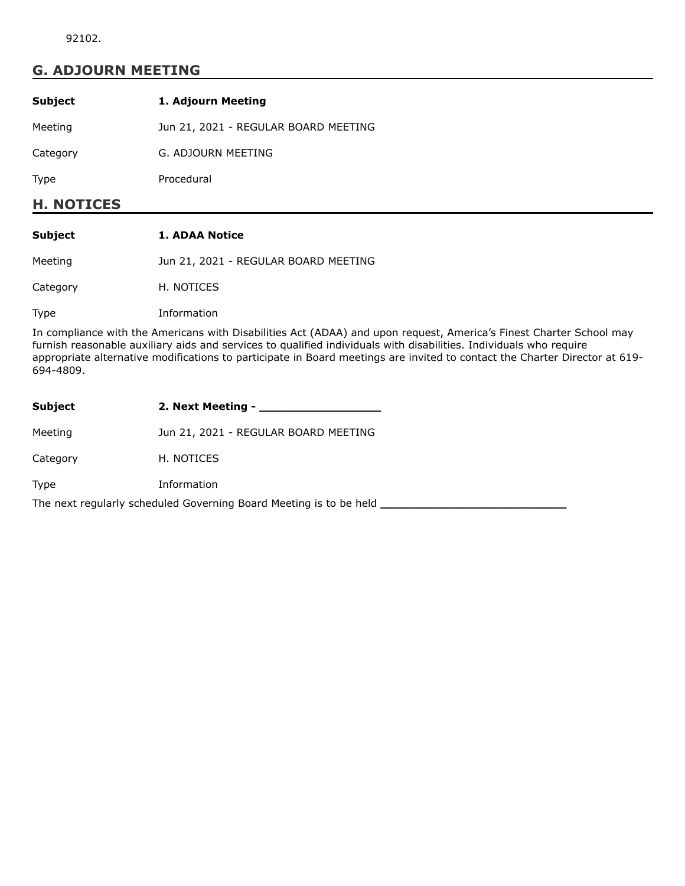92102.

## G. ADJOURN MEETING

| | |
|---|---|
| **Subject** | **1. Adjourn Meeting** |
| Meeting | Jun 21, 2021 - REGULAR BOARD MEETING |
| Category | G. ADJOURN MEETING |
| Type | Procedural |

## H. NOTICES

| | |
|---|---|
| **Subject** | **1. ADAA Notice** |
| Meeting | Jun 21, 2021 - REGULAR BOARD MEETING |
| Category | H. NOTICES |
| Type | Information |

In compliance with the Americans with Disabilities Act (ADAA) and upon request, America's Finest Charter School may furnish reasonable auxiliary aids and services to qualified individuals with disabilities. Individuals who require appropriate alternative modifications to participate in Board meetings are invited to contact the Charter Director at 619-694-4809.

| | |
|---|---|
| **Subject** | **2. Next Meeting - _________________** |
| Meeting | Jun 21, 2021 - REGULAR BOARD MEETING |
| Category | H. NOTICES |
| Type | Information |

The next regularly scheduled Governing Board Meeting is to be held **___________________________**